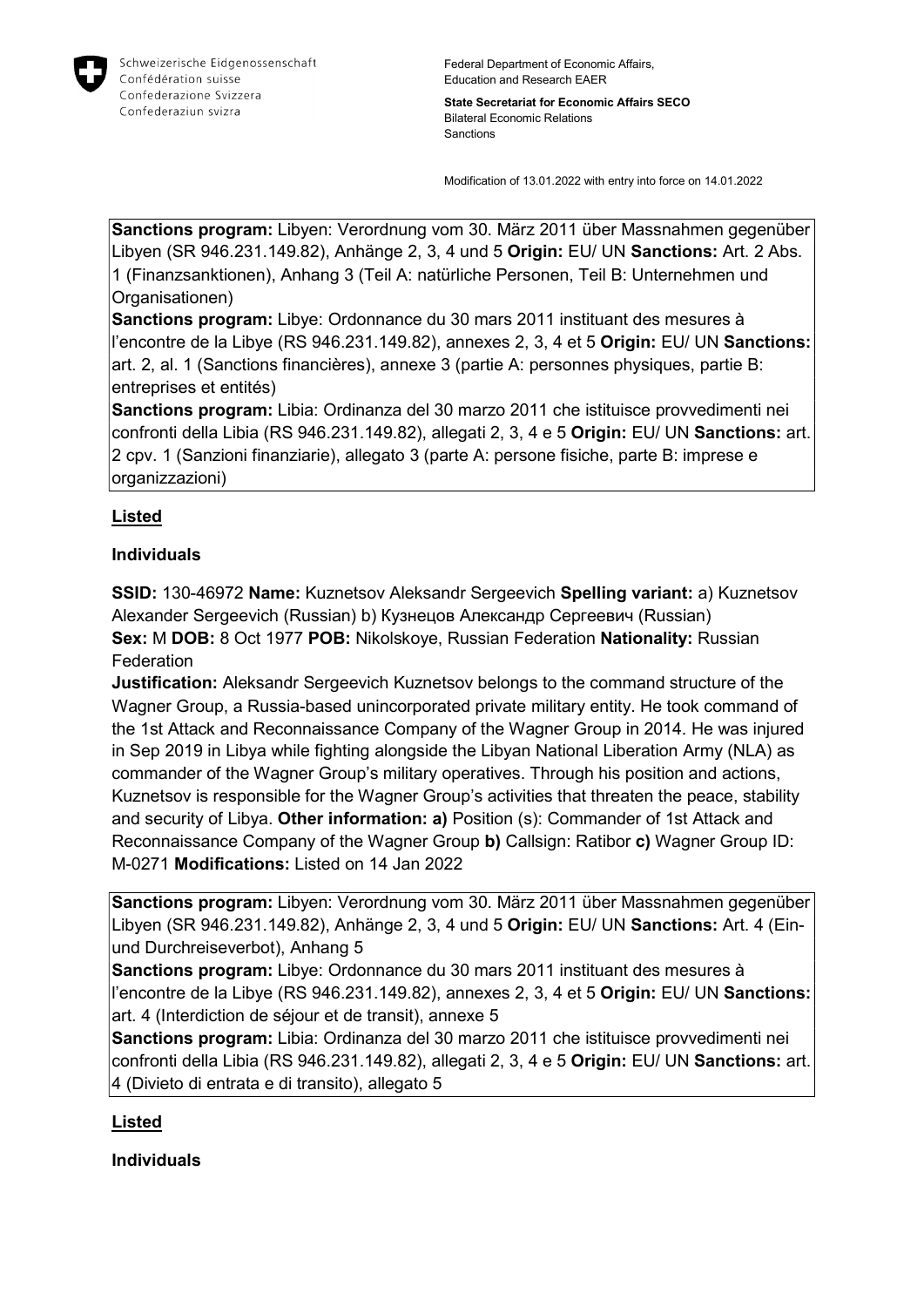Schweizerische Eidgenossenschaft
Confédération suisse
Confederazione Svizzera
Confederaziun svizra

Federal Department of Economic Affairs, Education and Research EAER

**State Secretariat for Economic Affairs SECO**
Bilateral Economic Relations
Sanctions

Modification of 13.01.2022 with entry into force on 14.01.2022

**Sanctions program:** Libyen: Verordnung vom 30. März 2011 über Massnahmen gegenüber Libyen (SR 946.231.149.82), Anhänge 2, 3, 4 und 5 **Origin:** EU/ UN **Sanctions:** Art. 2 Abs. 1 (Finanzsanktionen), Anhang 3 (Teil A: natürliche Personen, Teil B: Unternehmen und Organisationen)
**Sanctions program:** Libye: Ordonnance du 30 mars 2011 instituant des mesures à l'encontre de la Libye (RS 946.231.149.82), annexes 2, 3, 4 et 5 **Origin:** EU/ UN **Sanctions:** art. 2, al. 1 (Sanctions financières), annexe 3 (partie A: personnes physiques, partie B: entreprises et entités)
**Sanctions program:** Libia: Ordinanza del 30 marzo 2011 che istituisce provvedimenti nei confronti della Libia (RS 946.231.149.82), allegati 2, 3, 4 e 5 **Origin:** EU/ UN **Sanctions:** art. 2 cpv. 1 (Sanzioni finanziarie), allegato 3 (parte A: persone fisiche, parte B: imprese e organizzazioni)

## Listed

### Individuals

**SSID:** 130-46972 **Name:** Kuznetsov Aleksandr Sergeevich **Spelling variant:** a) Kuznetsov Alexander Sergeevich (Russian) b) Кузнецов Александр Сергеевич (Russian)
**Sex:** M **DOB:** 8 Oct 1977 **POB:** Nikolskoye, Russian Federation **Nationality:** Russian Federation
**Justification:** Aleksandr Sergeevich Kuznetsov belongs to the command structure of the Wagner Group, a Russia-based unincorporated private military entity. He took command of the 1st Attack and Reconnaissance Company of the Wagner Group in 2014. He was injured in Sep 2019 in Libya while fighting alongside the Libyan National Liberation Army (NLA) as commander of the Wagner Group's military operatives. Through his position and actions, Kuznetsov is responsible for the Wagner Group's activities that threaten the peace, stability and security of Libya. **Other information: a)** Position (s): Commander of 1st Attack and Reconnaissance Company of the Wagner Group **b)** Callsign: Ratibor **c)** Wagner Group ID: M-0271 **Modifications:** Listed on 14 Jan 2022

**Sanctions program:** Libyen: Verordnung vom 30. März 2011 über Massnahmen gegenüber Libyen (SR 946.231.149.82), Anhänge 2, 3, 4 und 5 **Origin:** EU/ UN **Sanctions:** Art. 4 (Ein- und Durchreiseverbot), Anhang 5
**Sanctions program:** Libye: Ordonnance du 30 mars 2011 instituant des mesures à l'encontre de la Libye (RS 946.231.149.82), annexes 2, 3, 4 et 5 **Origin:** EU/ UN **Sanctions:** art. 4 (Interdiction de séjour et de transit), annexe 5
**Sanctions program:** Libia: Ordinanza del 30 marzo 2011 che istituisce provvedimenti nei confronti della Libia (RS 946.231.149.82), allegati 2, 3, 4 e 5 **Origin:** EU/ UN **Sanctions:** art. 4 (Divieto di entrata e di transito), allegato 5

## Listed

### Individuals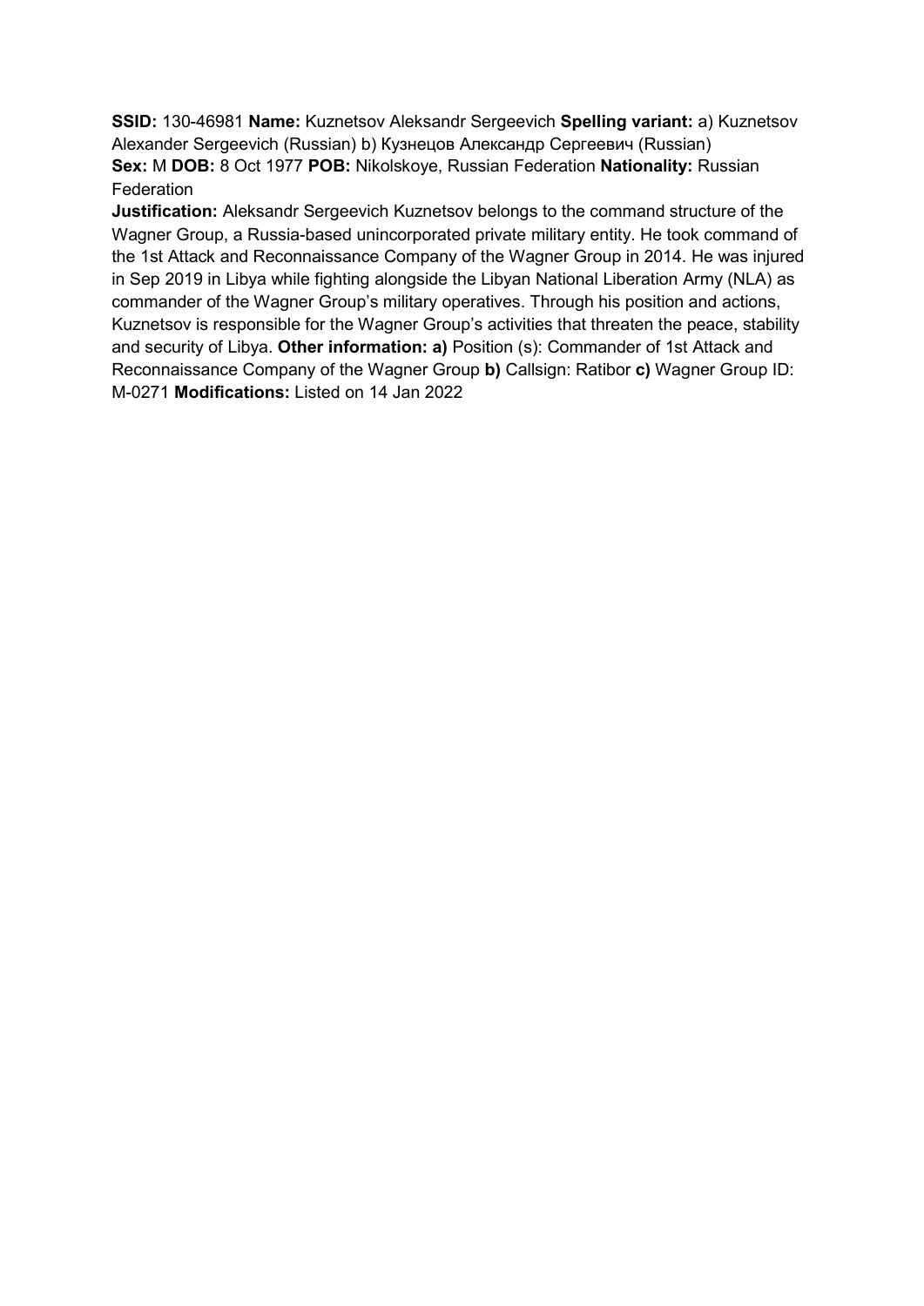**SSID:** 130-46981 **Name:** Kuznetsov Aleksandr Sergeevich **Spelling variant:** a) Kuznetsov Alexander Sergeevich (Russian) b) Кузнецов Александр Сергеевич (Russian)
**Sex:** M **DOB:** 8 Oct 1977 **POB:** Nikolskoye, Russian Federation **Nationality:** Russian Federation
**Justification:** Aleksandr Sergeevich Kuznetsov belongs to the command structure of the Wagner Group, a Russia-based unincorporated private military entity. He took command of the 1st Attack and Reconnaissance Company of the Wagner Group in 2014. He was injured in Sep 2019 in Libya while fighting alongside the Libyan National Liberation Army (NLA) as commander of the Wagner Group's military operatives. Through his position and actions, Kuznetsov is responsible for the Wagner Group's activities that threaten the peace, stability and security of Libya. **Other information: a)** Position (s): Commander of 1st Attack and Reconnaissance Company of the Wagner Group **b)** Callsign: Ratibor **c)** Wagner Group ID: M-0271 **Modifications:** Listed on 14 Jan 2022